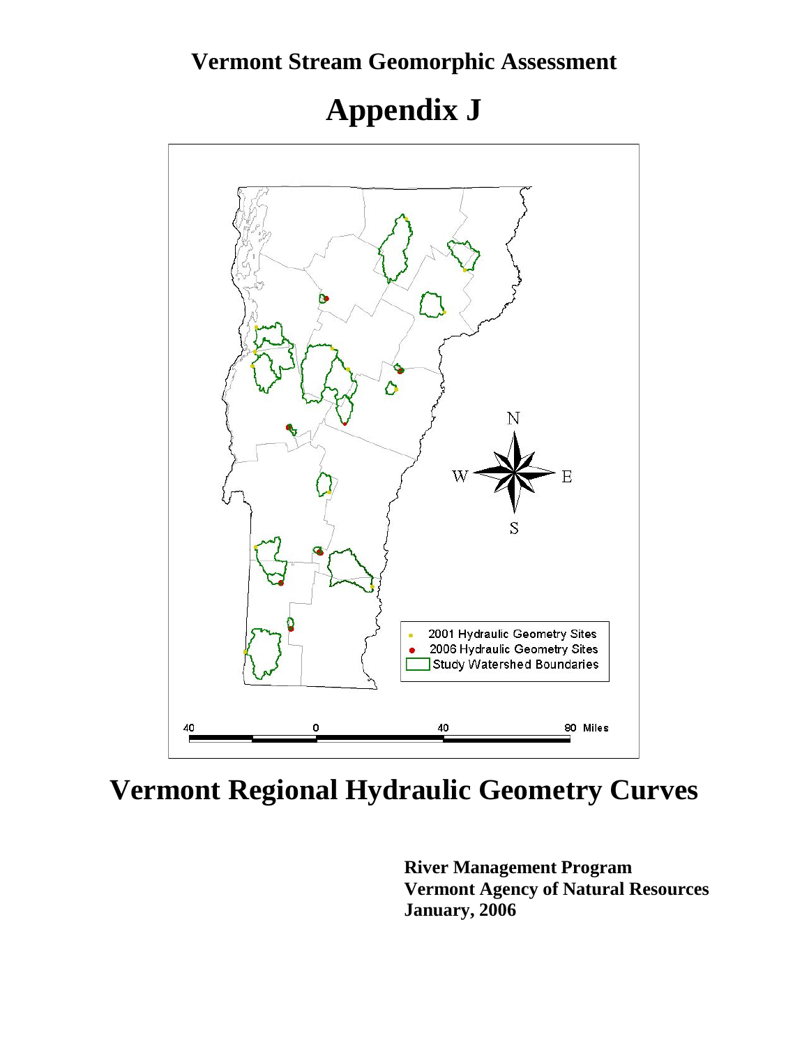**Vermont Stream Geomorphic Assessment**

# Appendix J

# Vermont Regional Hydraulic Geometry Curves

**River Management Program**
**Vermont Agency of Natural Resources**
**January, 2006**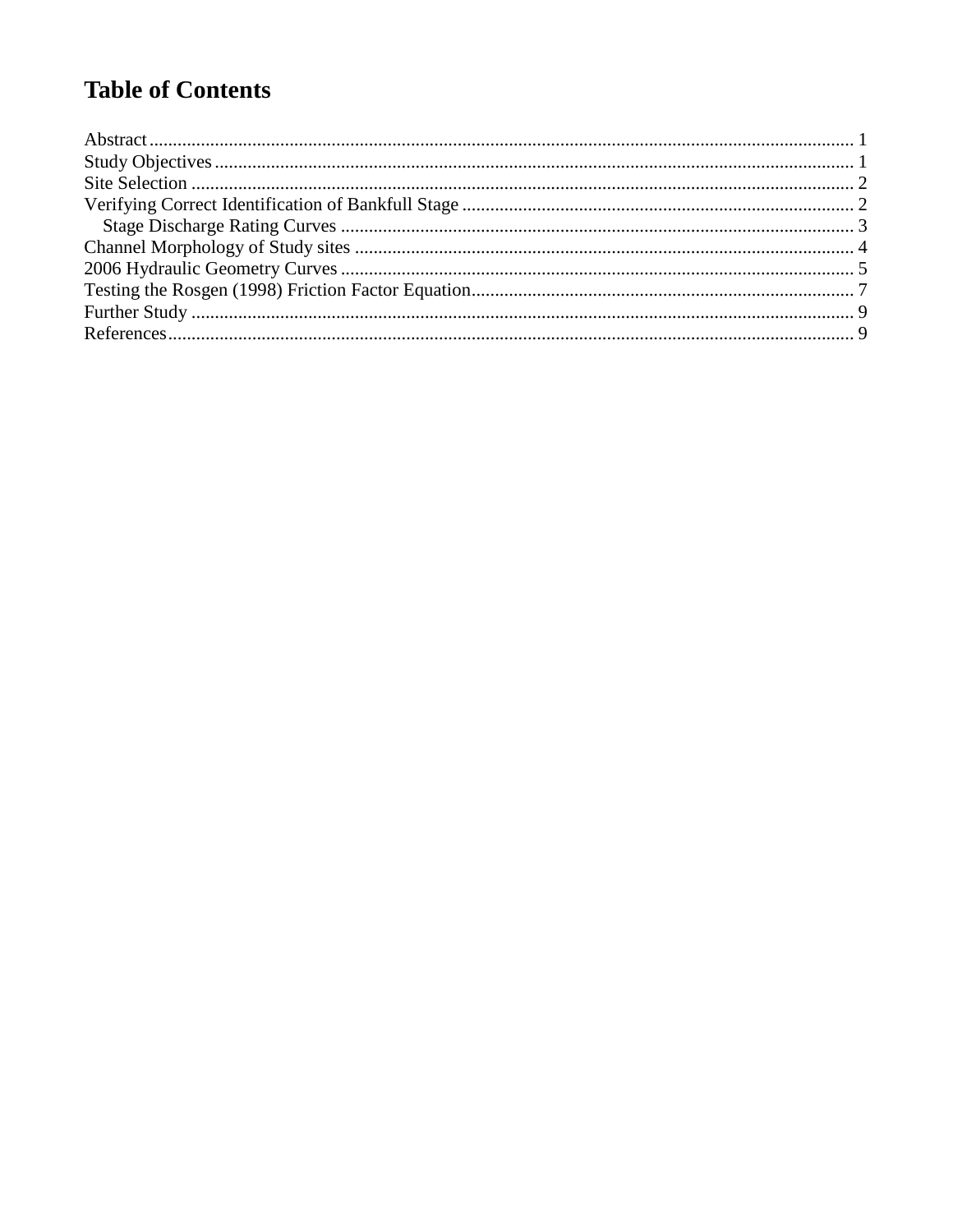# Table of Contents

Abstract ........................................................................................................................................ 1
Study Objectives ........................................................................................................................... 1
Site Selection ................................................................................................................................ 2
Verifying Correct Identification of Bankfull Stage ...................................................................... 2
    Stage Discharge Rating Curves ................................................................................................ 3
Channel Morphology of Study sites ............................................................................................. 4
2006 Hydraulic Geometry Curves ................................................................................................ 5
Testing the Rosgen (1998) Friction Factor Equation .................................................................... 7
Further Study ................................................................................................................................ 9
References ..................................................................................................................................... 9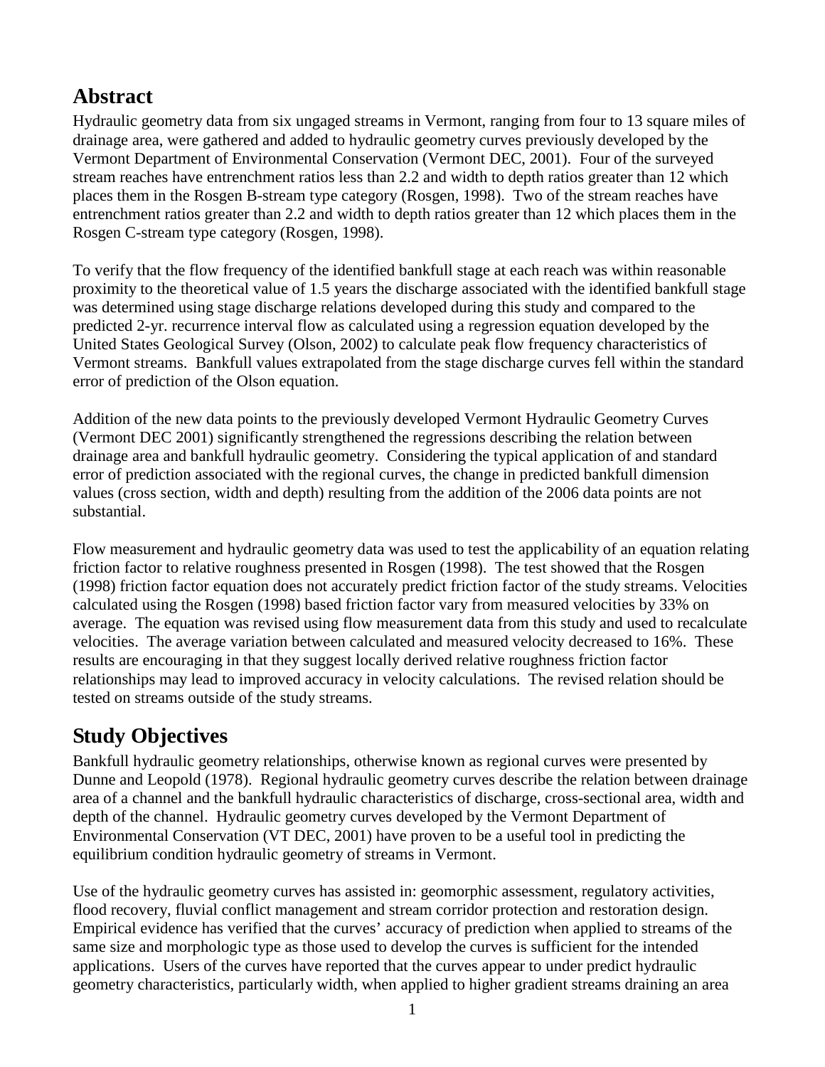## Abstract

Hydraulic geometry data from six ungaged streams in Vermont, ranging from four to 13 square miles of drainage area, were gathered and added to hydraulic geometry curves previously developed by the Vermont Department of Environmental Conservation (Vermont DEC, 2001). Four of the surveyed stream reaches have entrenchment ratios less than 2.2 and width to depth ratios greater than 12 which places them in the Rosgen B-stream type category (Rosgen, 1998). Two of the stream reaches have entrenchment ratios greater than 2.2 and width to depth ratios greater than 12 which places them in the Rosgen C-stream type category (Rosgen, 1998).

To verify that the flow frequency of the identified bankfull stage at each reach was within reasonable proximity to the theoretical value of 1.5 years the discharge associated with the identified bankfull stage was determined using stage discharge relations developed during this study and compared to the predicted 2-yr. recurrence interval flow as calculated using a regression equation developed by the United States Geological Survey (Olson, 2002) to calculate peak flow frequency characteristics of Vermont streams. Bankfull values extrapolated from the stage discharge curves fell within the standard error of prediction of the Olson equation.

Addition of the new data points to the previously developed Vermont Hydraulic Geometry Curves (Vermont DEC 2001) significantly strengthened the regressions describing the relation between drainage area and bankfull hydraulic geometry. Considering the typical application of and standard error of prediction associated with the regional curves, the change in predicted bankfull dimension values (cross section, width and depth) resulting from the addition of the 2006 data points are not substantial.

Flow measurement and hydraulic geometry data was used to test the applicability of an equation relating friction factor to relative roughness presented in Rosgen (1998). The test showed that the Rosgen (1998) friction factor equation does not accurately predict friction factor of the study streams. Velocities calculated using the Rosgen (1998) based friction factor vary from measured velocities by 33% on average. The equation was revised using flow measurement data from this study and used to recalculate velocities. The average variation between calculated and measured velocity decreased to 16%. These results are encouraging in that they suggest locally derived relative roughness friction factor relationships may lead to improved accuracy in velocity calculations. The revised relation should be tested on streams outside of the study streams.

## Study Objectives

Bankfull hydraulic geometry relationships, otherwise known as regional curves were presented by Dunne and Leopold (1978). Regional hydraulic geometry curves describe the relation between drainage area of a channel and the bankfull hydraulic characteristics of discharge, cross-sectional area, width and depth of the channel. Hydraulic geometry curves developed by the Vermont Department of Environmental Conservation (VT DEC, 2001) have proven to be a useful tool in predicting the equilibrium condition hydraulic geometry of streams in Vermont.

Use of the hydraulic geometry curves has assisted in: geomorphic assessment, regulatory activities, flood recovery, fluvial conflict management and stream corridor protection and restoration design. Empirical evidence has verified that the curves' accuracy of prediction when applied to streams of the same size and morphologic type as those used to develop the curves is sufficient for the intended applications. Users of the curves have reported that the curves appear to under predict hydraulic geometry characteristics, particularly width, when applied to higher gradient streams draining an area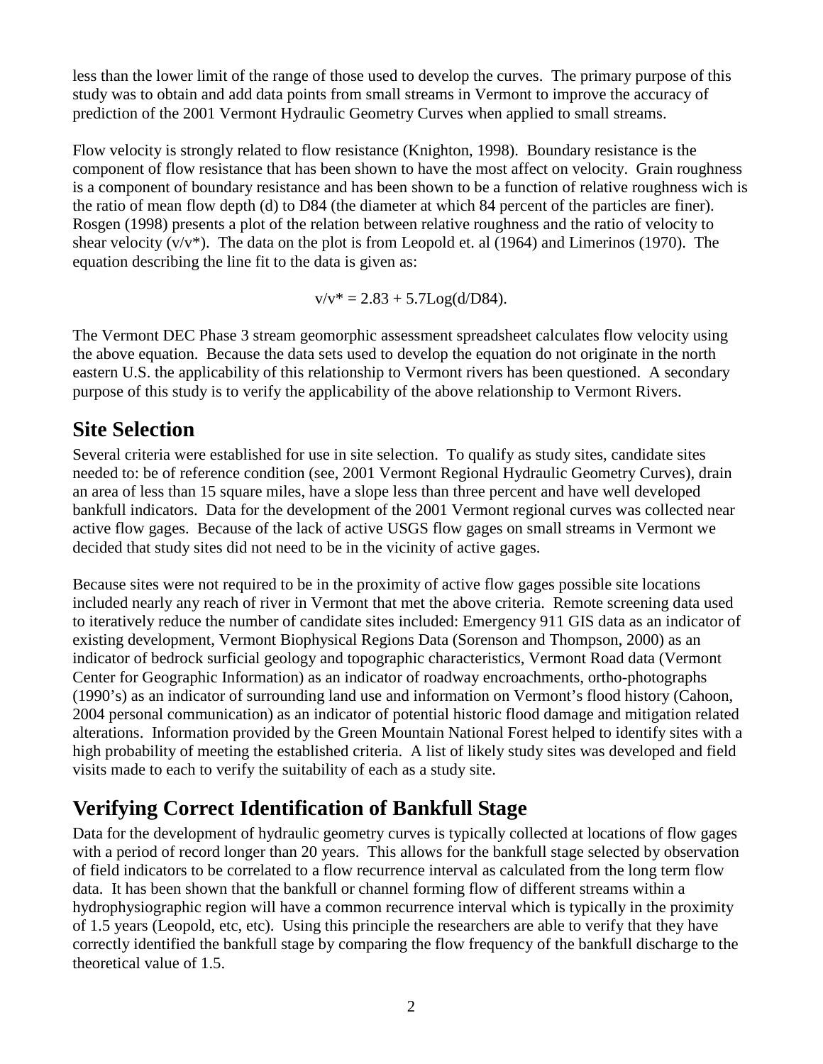less than the lower limit of the range of those used to develop the curves. The primary purpose of this study was to obtain and add data points from small streams in Vermont to improve the accuracy of prediction of the 2001 Vermont Hydraulic Geometry Curves when applied to small streams.

Flow velocity is strongly related to flow resistance (Knighton, 1998). Boundary resistance is the component of flow resistance that has been shown to have the most affect on velocity. Grain roughness is a component of boundary resistance and has been shown to be a function of relative roughness wich is the ratio of mean flow depth (d) to D84 (the diameter at which 84 percent of the particles are finer). Rosgen (1998) presents a plot of the relation between relative roughness and the ratio of velocity to shear velocity ($v/v^*$). The data on the plot is from Leopold et. al (1964) and Limerinos (1970). The equation describing the line fit to the data is given as:

$$v/v^* = 2.83 + 5.7\text{Log}(d/D84).$$

The Vermont DEC Phase 3 stream geomorphic assessment spreadsheet calculates flow velocity using the above equation. Because the data sets used to develop the equation do not originate in the north eastern U.S. the applicability of this relationship to Vermont rivers has been questioned. A secondary purpose of this study is to verify the applicability of the above relationship to Vermont Rivers.

## Site Selection

Several criteria were established for use in site selection. To qualify as study sites, candidate sites needed to: be of reference condition (see, 2001 Vermont Regional Hydraulic Geometry Curves), drain an area of less than 15 square miles, have a slope less than three percent and have well developed bankfull indicators. Data for the development of the 2001 Vermont regional curves was collected near active flow gages. Because of the lack of active USGS flow gages on small streams in Vermont we decided that study sites did not need to be in the vicinity of active gages.

Because sites were not required to be in the proximity of active flow gages possible site locations included nearly any reach of river in Vermont that met the above criteria. Remote screening data used to iteratively reduce the number of candidate sites included: Emergency 911 GIS data as an indicator of existing development, Vermont Biophysical Regions Data (Sorenson and Thompson, 2000) as an indicator of bedrock surficial geology and topographic characteristics, Vermont Road data (Vermont Center for Geographic Information) as an indicator of roadway encroachments, ortho-photographs (1990's) as an indicator of surrounding land use and information on Vermont's flood history (Cahoon, 2004 personal communication) as an indicator of potential historic flood damage and mitigation related alterations. Information provided by the Green Mountain National Forest helped to identify sites with a high probability of meeting the established criteria. A list of likely study sites was developed and field visits made to each to verify the suitability of each as a study site.

## Verifying Correct Identification of Bankfull Stage

Data for the development of hydraulic geometry curves is typically collected at locations of flow gages with a period of record longer than 20 years. This allows for the bankfull stage selected by observation of field indicators to be correlated to a flow recurrence interval as calculated from the long term flow data. It has been shown that the bankfull or channel forming flow of different streams within a hydrophysiographic region will have a common recurrence interval which is typically in the proximity of 1.5 years (Leopold, etc, etc). Using this principle the researchers are able to verify that they have correctly identified the bankfull stage by comparing the flow frequency of the bankfull discharge to the theoretical value of 1.5.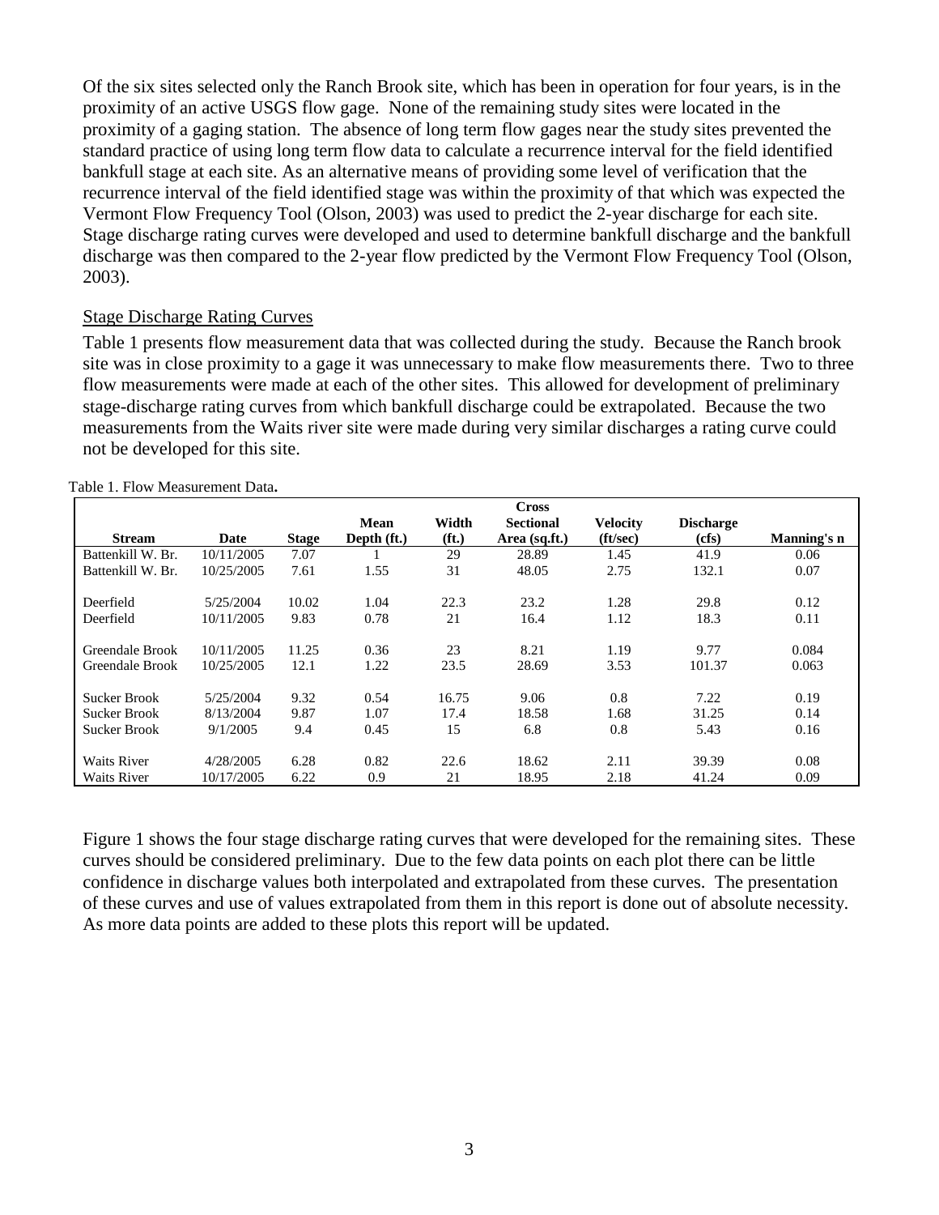Of the six sites selected only the Ranch Brook site, which has been in operation for four years, is in the proximity of an active USGS flow gage. None of the remaining study sites were located in the proximity of a gaging station. The absence of long term flow gages near the study sites prevented the standard practice of using long term flow data to calculate a recurrence interval for the field identified bankfull stage at each site. As an alternative means of providing some level of verification that the recurrence interval of the field identified stage was within the proximity of that which was expected the Vermont Flow Frequency Tool (Olson, 2003) was used to predict the 2-year discharge for each site. Stage discharge rating curves were developed and used to determine bankfull discharge and the bankfull discharge was then compared to the 2-year flow predicted by the Vermont Flow Frequency Tool (Olson, 2003).

## Stage Discharge Rating Curves

Table 1 presents flow measurement data that was collected during the study. Because the Ranch brook site was in close proximity to a gage it was unnecessary to make flow measurements there. Two to three flow measurements were made at each of the other sites. This allowed for development of preliminary stage-discharge rating curves from which bankfull discharge could be extrapolated. Because the two measurements from the Waits river site were made during very similar discharges a rating curve could not be developed for this site.

Table 1. Flow Measurement Data**.**

| Stream | Date | Stage | Mean Depth (ft.) | Width (ft.) | Cross Sectional Area (sq.ft.) | Velocity (ft/sec) | Discharge (cfs) | Manning's n |
|---|---|---|---|---|---|---|---|---|
| Battenkill W. Br. | 10/11/2005 | 7.07 | 1 | 29 | 28.89 | 1.45 | 41.9 | 0.06 |
| Battenkill W. Br. | 10/25/2005 | 7.61 | 1.55 | 31 | 48.05 | 2.75 | 132.1 | 0.07 |
| Deerfield | 5/25/2004 | 10.02 | 1.04 | 22.3 | 23.2 | 1.28 | 29.8 | 0.12 |
| Deerfield | 10/11/2005 | 9.83 | 0.78 | 21 | 16.4 | 1.12 | 18.3 | 0.11 |
| Greendale Brook | 10/11/2005 | 11.25 | 0.36 | 23 | 8.21 | 1.19 | 9.77 | 0.084 |
| Greendale Brook | 10/25/2005 | 12.1 | 1.22 | 23.5 | 28.69 | 3.53 | 101.37 | 0.063 |
| Sucker Brook | 5/25/2004 | 9.32 | 0.54 | 16.75 | 9.06 | 0.8 | 7.22 | 0.19 |
| Sucker Brook | 8/13/2004 | 9.87 | 1.07 | 17.4 | 18.58 | 1.68 | 31.25 | 0.14 |
| Sucker Brook | 9/1/2005 | 9.4 | 0.45 | 15 | 6.8 | 0.8 | 5.43 | 0.16 |
| Waits River | 4/28/2005 | 6.28 | 0.82 | 22.6 | 18.62 | 2.11 | 39.39 | 0.08 |
| Waits River | 10/17/2005 | 6.22 | 0.9 | 21 | 18.95 | 2.18 | 41.24 | 0.09 |

Figure 1 shows the four stage discharge rating curves that were developed for the remaining sites. These curves should be considered preliminary. Due to the few data points on each plot there can be little confidence in discharge values both interpolated and extrapolated from these curves. The presentation of these curves and use of values extrapolated from them in this report is done out of absolute necessity. As more data points are added to these plots this report will be updated.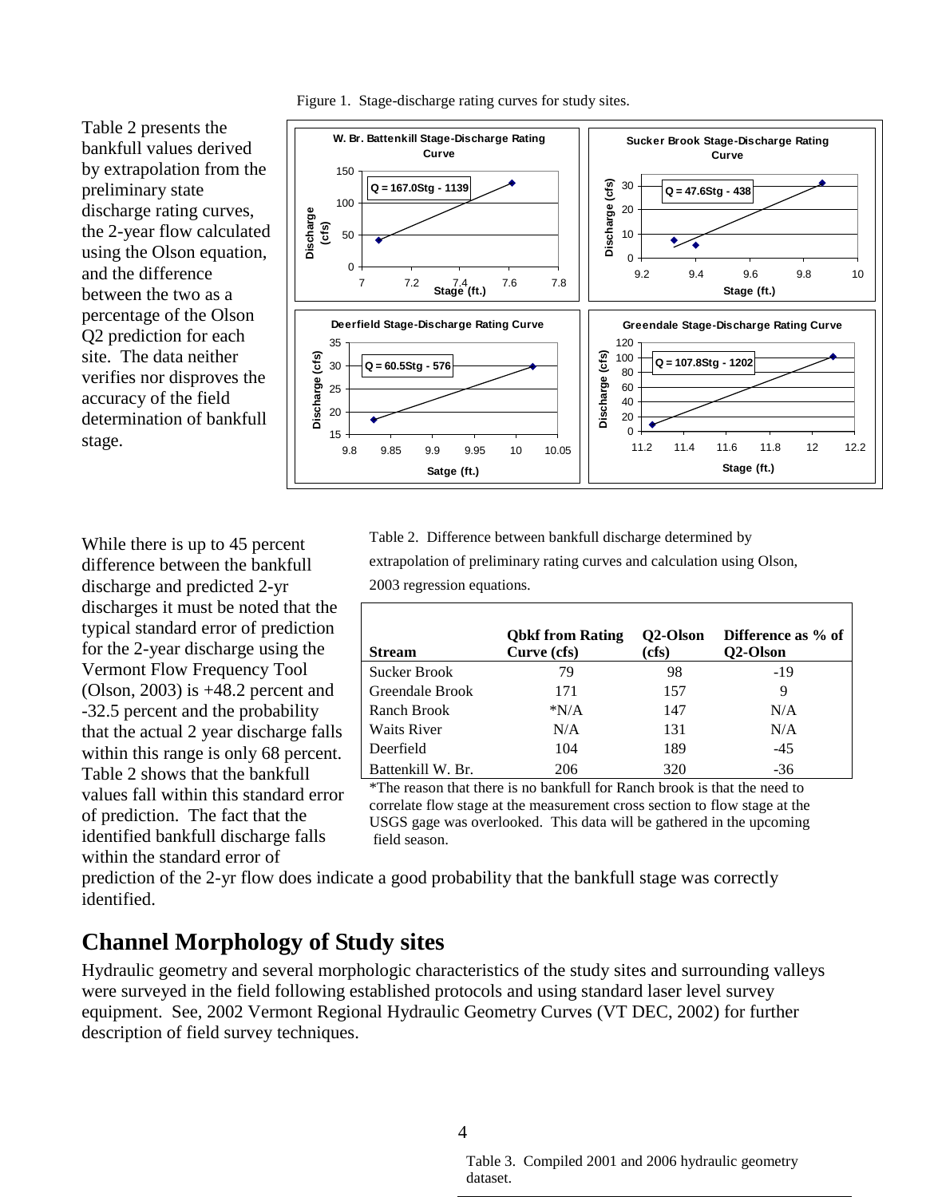Figure 1. Stage-discharge rating curves for study sites.

Table 2 presents the bankfull values derived by extrapolation from the preliminary state discharge rating curves, the 2-year flow calculated using the Olson equation, and the difference between the two as a percentage of the Olson Q2 prediction for each site. The data neither verifies nor disproves the accuracy of the field determination of bankfull stage.

While there is up to 45 percent difference between the bankfull discharge and predicted 2-yr discharges it must be noted that the typical standard error of prediction for the 2-year discharge using the Vermont Flow Frequency Tool (Olson, 2003) is +48.2 percent and -32.5 percent and the probability that the actual 2 year discharge falls within this range is only 68 percent. Table 2 shows that the bankfull values fall within this standard error of prediction. The fact that the identified bankfull discharge falls within the standard error of prediction of the 2-yr flow does indicate a good probability that the bankfull stage was correctly identified.

Table 2. Difference between bankfull discharge determined by extrapolation of preliminary rating curves and calculation using Olson, 2003 regression equations.

| Stream | Qbkf from Rating Curve (cfs) | Q2-Olson (cfs) | Difference as % of Q2-Olson |
|---|---|---|---|
| Sucker Brook | 79 | 98 | -19 |
| Greendale Brook | 171 | 157 | 9 |
| Ranch Brook | *N/A | 147 | N/A |
| Waits River | N/A | 131 | N/A |
| Deerfield | 104 | 189 | -45 |
| Battenkill W. Br. | 206 | 320 | -36 |

*The reason that there is no bankfull for Ranch brook is that the need to correlate flow stage at the measurement cross section to flow stage at the USGS gage was overlooked. This data will be gathered in the upcoming field season.

## Channel Morphology of Study sites

Hydraulic geometry and several morphologic characteristics of the study sites and surrounding valleys were surveyed in the field following established protocols and using standard laser level survey equipment. See, 2002 Vermont Regional Hydraulic Geometry Curves (VT DEC, 2002) for further description of field survey techniques.

Table 3. Compiled 2001 and 2006 hydraulic geometry dataset.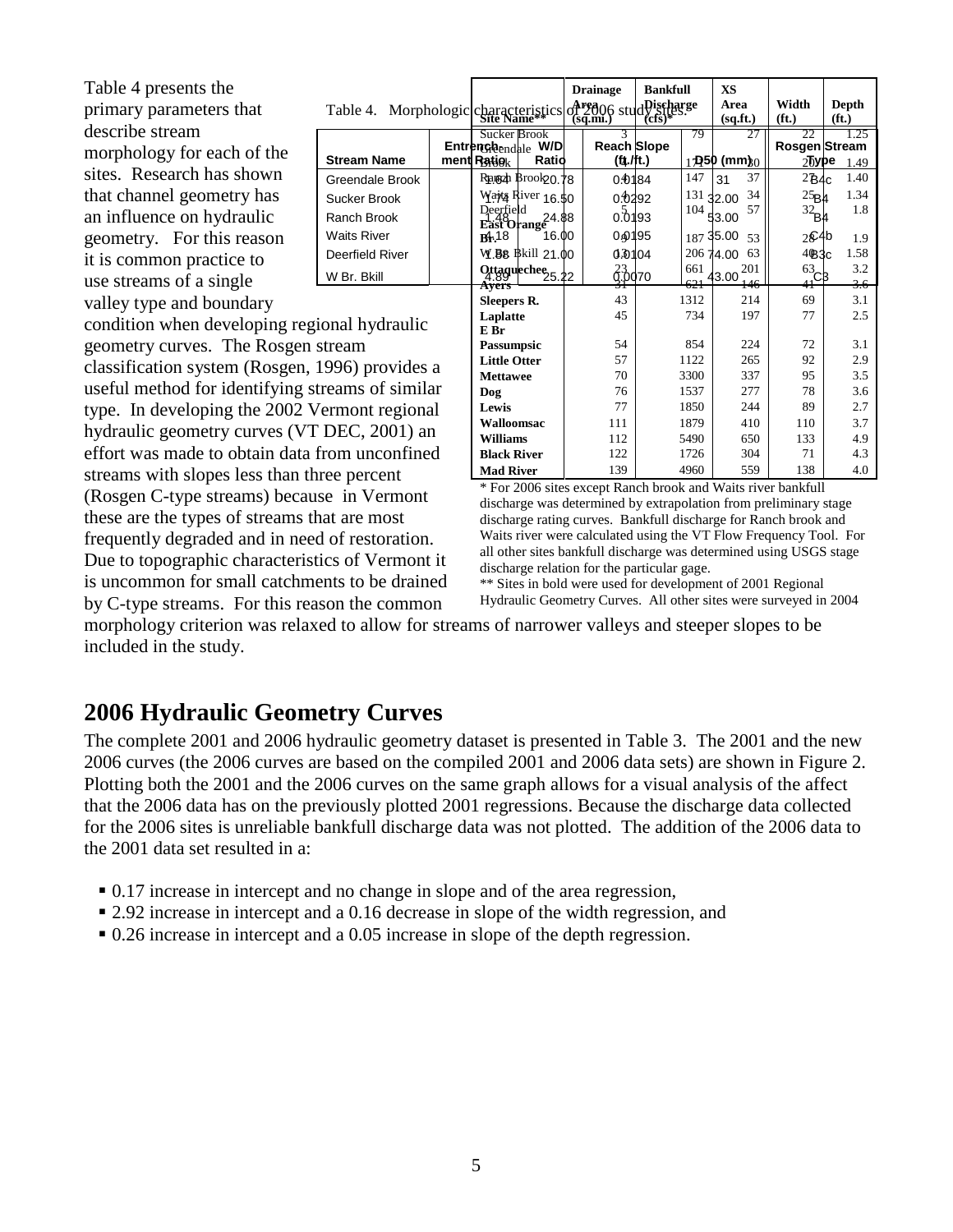Table 4 presents the primary parameters that describe stream morphology for each of the sites. Research has shown that channel geometry has an influence on hydraulic geometry. For this reason it is common practice to use streams of a single valley type and boundary condition when developing regional hydraulic geometry curves. The Rosgen stream classification system (Rosgen, 1996) provides a useful method for identifying streams of similar type. In developing the 2002 Vermont regional hydraulic geometry curves (VT DEC, 2001) an effort was made to obtain data from unconfined streams with slopes less than three percent (Rosgen C-type streams) because in Vermont these are the types of streams that are most frequently degraded and in need of restoration. Due to topographic characteristics of Vermont it is uncommon for small catchments to be drained by C-type streams. For this reason the common morphology criterion was relaxed to allow for streams of narrower valleys and steeper slopes to be included in the study.

Table 4. Morphologic characteristics of 2006 study sites.

| Stream Name | Entrenchment Ratio | W/D Ratio | Reach Slope (ft./ft.) | D50 (mm) | Rosgen Stream Type |
|---|---|---|---|---|---|
| Greendale Brook | 1.64 | 20.78 | 0.0184 | 31 | B4c |
| Sucker Brook | 1.74 | 16.50 | 0.0292 | 32.00 | B4 |
| Ranch Brook | 1.48 | 24.88 | 0.0193 | 53.00 | B4 |
| Waits River | 4.18 | 16.00 | 0.0195 | 35.00 | C4b |
| Deerfield River | 1.88 | 21.00 | 0.0104 | 74.00 | B3c |
| W Br. Bkill | 4.89 | 25.22 | 0.0070 | 43.00 | C3 |

| Site Name** | Drainage Area (sq.mi.) | Bankfull Discharge (cfs)* | XS Area (sq.ft.) | Width (ft.) | Depth (ft.) |
|---|---|---|---|---|---|
| Sucker Brook | 3 | 79 | 27 | 22 | 1.25 |
| Greendale Brook | 4 | 175 | 30 | 20 | 1.49 |
| Ranch Brook | 4 | 147 | 37 | 27 | 1.40 |
| Waits River | 4 | 131 | 34 | 25 | 1.34 |
| Deerfield | 5 | 104 | 57 | 32 | 1.8 |
| **East Orange Br.** | 9 | 187 | 53 | 28 | 1.9 |
| W Br. Bkill | 13 | 206 | 63 | 40 | 1.58 |
| **Ottauquechee** | 23 | 661 | 201 | 63 | 3.2 |
| **Ayers** | 31 | 621 | 146 | 41 | 3.6 |
| **Sleepers R.** | 43 | 1312 | 214 | 69 | 3.1 |
| **Laplatte** | 45 | 734 | 197 | 77 | 2.5 |
| **E Br Passumpsic** | 54 | 854 | 224 | 72 | 3.1 |
| **Little Otter** | 57 | 1122 | 265 | 92 | 2.9 |
| **Mettawee** | 70 | 3300 | 337 | 95 | 3.5 |
| **Dog** | 76 | 1537 | 277 | 78 | 3.6 |
| **Lewis** | 77 | 1850 | 244 | 89 | 2.7 |
| **Walloomsac** | 111 | 1879 | 410 | 110 | 3.7 |
| **Williams** | 112 | 5490 | 650 | 133 | 4.9 |
| **Black River** | 122 | 1726 | 304 | 71 | 4.3 |
| **Mad River** | 139 | 4960 | 559 | 138 | 4.0 |

\* For 2006 sites except Ranch brook and Waits river bankfull discharge was determined by extrapolation from preliminary stage discharge rating curves. Bankfull discharge for Ranch brook and Waits river were calculated using the VT Flow Frequency Tool. For all other sites bankfull discharge was determined using USGS stage discharge relation for the particular gage.
\*\* Sites in bold were used for development of 2001 Regional Hydraulic Geometry Curves. All other sites were surveyed in 2004

## 2006 Hydraulic Geometry Curves

The complete 2001 and 2006 hydraulic geometry dataset is presented in Table 3. The 2001 and the new 2006 curves (the 2006 curves are based on the compiled 2001 and 2006 data sets) are shown in Figure 2. Plotting both the 2001 and the 2006 curves on the same graph allows for a visual analysis of the affect that the 2006 data has on the previously plotted 2001 regressions. Because the discharge data collected for the 2006 sites is unreliable bankfull discharge data was not plotted. The addition of the 2006 data to the 2001 data set resulted in a:

- 0.17 increase in intercept and no change in slope and of the area regression,
- 2.92 increase in intercept and a 0.16 decrease in slope of the width regression, and
- 0.26 increase in intercept and a 0.05 increase in slope of the depth regression.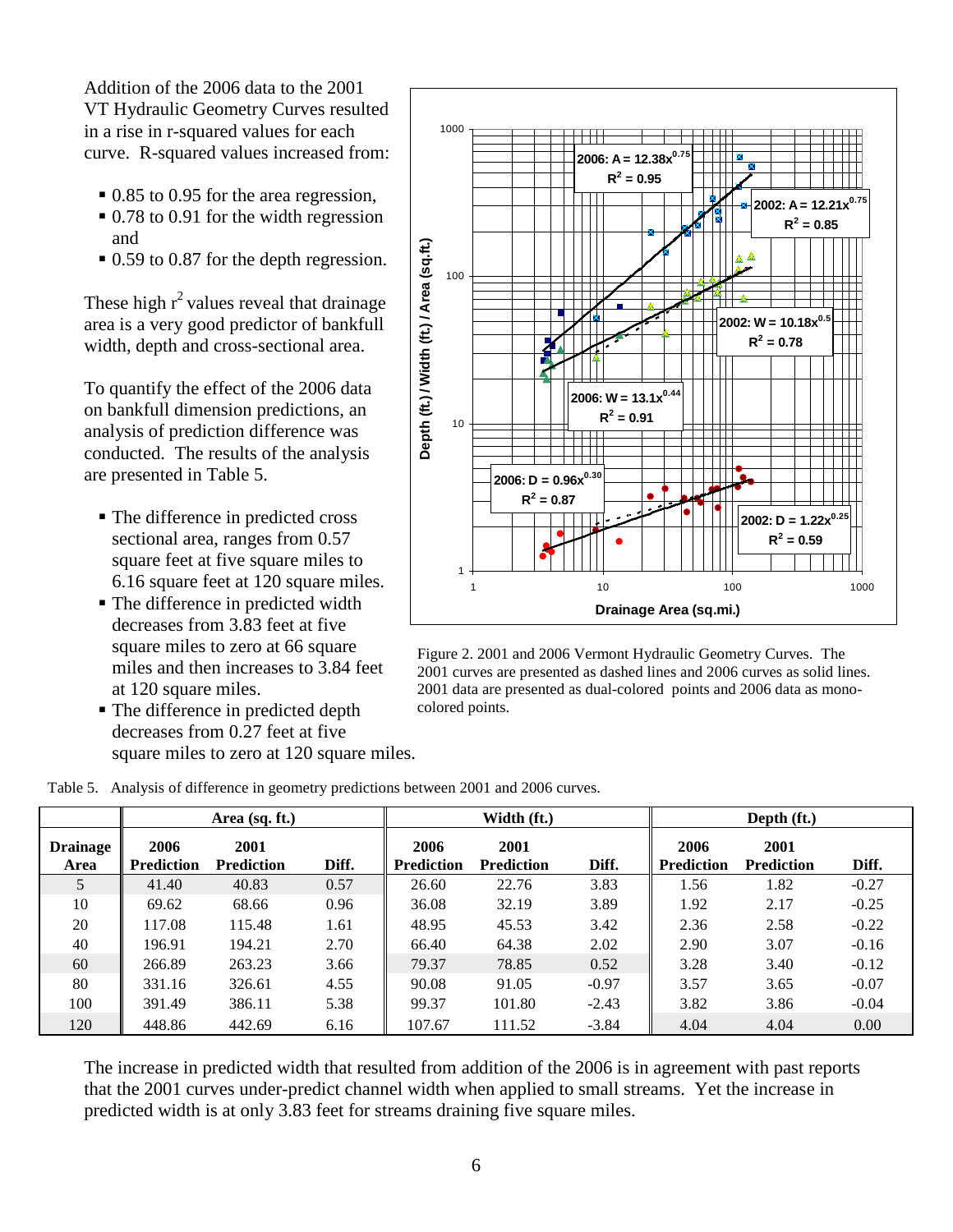Addition of the 2006 data to the 2001 VT Hydraulic Geometry Curves resulted in a rise in r-squared values for each curve. R-squared values increased from:

- 0.85 to 0.95 for the area regression,
- 0.78 to 0.91 for the width regression and
- 0.59 to 0.87 for the depth regression.

These high $r^2$ values reveal that drainage area is a very good predictor of bankfull width, depth and cross-sectional area.

To quantify the effect of the 2006 data on bankfull dimension predictions, an analysis of prediction difference was conducted. The results of the analysis are presented in Table 5.

- The difference in predicted cross sectional area, ranges from 0.57 square feet at five square miles to 6.16 square feet at 120 square miles.
- The difference in predicted width decreases from 3.83 feet at five square miles to zero at 66 square miles and then increases to 3.84 feet at 120 square miles.
- The difference in predicted depth decreases from 0.27 feet at five square miles to zero at 120 square miles.

Figure 2. 2001 and 2006 Vermont Hydraulic Geometry Curves. The 2001 curves are presented as dashed lines and 2006 curves as solid lines. 2001 data are presented as dual-colored points and 2006 data as mono-colored points.

Table 5. Analysis of difference in geometry predictions between 2001 and 2006 curves.

| | Area (sq. ft.) | | | Width (ft.) | | | Depth (ft.) | | |
|---|---|---|---|---|---|---|---|---|---|
| **Drainage Area** | **2006 Prediction** | **2001 Prediction** | **Diff.** | **2006 Prediction** | **2001 Prediction** | **Diff.** | **2006 Prediction** | **2001 Prediction** | **Diff.** |
| 5 | 41.40 | 40.83 | 0.57 | 26.60 | 22.76 | 3.83 | 1.56 | 1.82 | -0.27 |
| 10 | 69.62 | 68.66 | 0.96 | 36.08 | 32.19 | 3.89 | 1.92 | 2.17 | -0.25 |
| 20 | 117.08 | 115.48 | 1.61 | 48.95 | 45.53 | 3.42 | 2.36 | 2.58 | -0.22 |
| 40 | 196.91 | 194.21 | 2.70 | 66.40 | 64.38 | 2.02 | 2.90 | 3.07 | -0.16 |
| 60 | 266.89 | 263.23 | 3.66 | 79.37 | 78.85 | 0.52 | 3.28 | 3.40 | -0.12 |
| 80 | 331.16 | 326.61 | 4.55 | 90.08 | 91.05 | -0.97 | 3.57 | 3.65 | -0.07 |
| 100 | 391.49 | 386.11 | 5.38 | 99.37 | 101.80 | -2.43 | 3.82 | 3.86 | -0.04 |
| 120 | 448.86 | 442.69 | 6.16 | 107.67 | 111.52 | -3.84 | 4.04 | 4.04 | 0.00 |

The increase in predicted width that resulted from addition of the 2006 is in agreement with past reports that the 2001 curves under-predict channel width when applied to small streams. Yet the increase in predicted width is at only 3.83 feet for streams draining five square miles.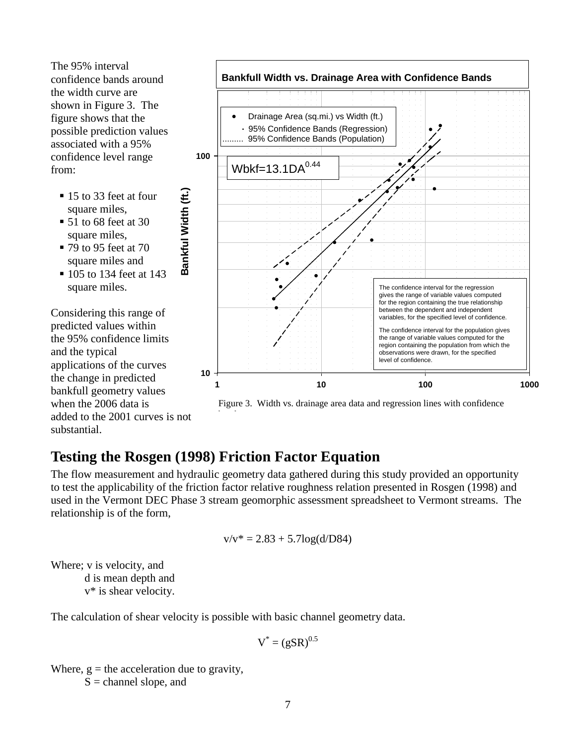The 95% interval confidence bands around the width curve are shown in Figure 3. The figure shows that the possible prediction values associated with a 95% confidence level range from:

- 15 to 33 feet at four square miles,
- 51 to 68 feet at 30 square miles,
- 79 to 95 feet at 70 square miles and
- 105 to 134 feet at 143 square miles.

Considering this range of predicted values within the 95% confidence limits and the typical applications of the curves the change in predicted bankfull geometry values when the 2006 data is added to the 2001 curves is not substantial.

**Bankfull Width vs. Drainage Area with Confidence Bands**

- Drainage Area (sq.mi.) vs Width (ft.)
- 95% Confidence Bands (Regression)
- 95% Confidence Bands (Population)

$Wbkf=13.1DA^{0.44}$

The confidence interval for the regression gives the range of variable values computed for the region containing the true relationship between the dependent and independent variables, for the specified level of confidence.

The confidence interval for the population gives the range of variable values computed for the region containing the population from which the observations were drawn, for the specified level of confidence.

Bankful Width (ft.)

Figure 3. Width vs. drainage area data and regression lines with confidence bands.

## Testing the Rosgen (1998) Friction Factor Equation

The flow measurement and hydraulic geometry data gathered during this study provided an opportunity to test the applicability of the friction factor relative roughness relation presented in Rosgen (1998) and used in the Vermont DEC Phase 3 stream geomorphic assessment spreadsheet to Vermont streams. The relationship is of the form,

$$v/v^* = 2.83 + 5.7\log(d/D84)$$

Where; v is velocity, and
d is mean depth and
$v^*$ is shear velocity.

The calculation of shear velocity is possible with basic channel geometry data.

$$V^* = (gSR)^{0.5}$$

Where, g = the acceleration due to gravity,
S = channel slope, and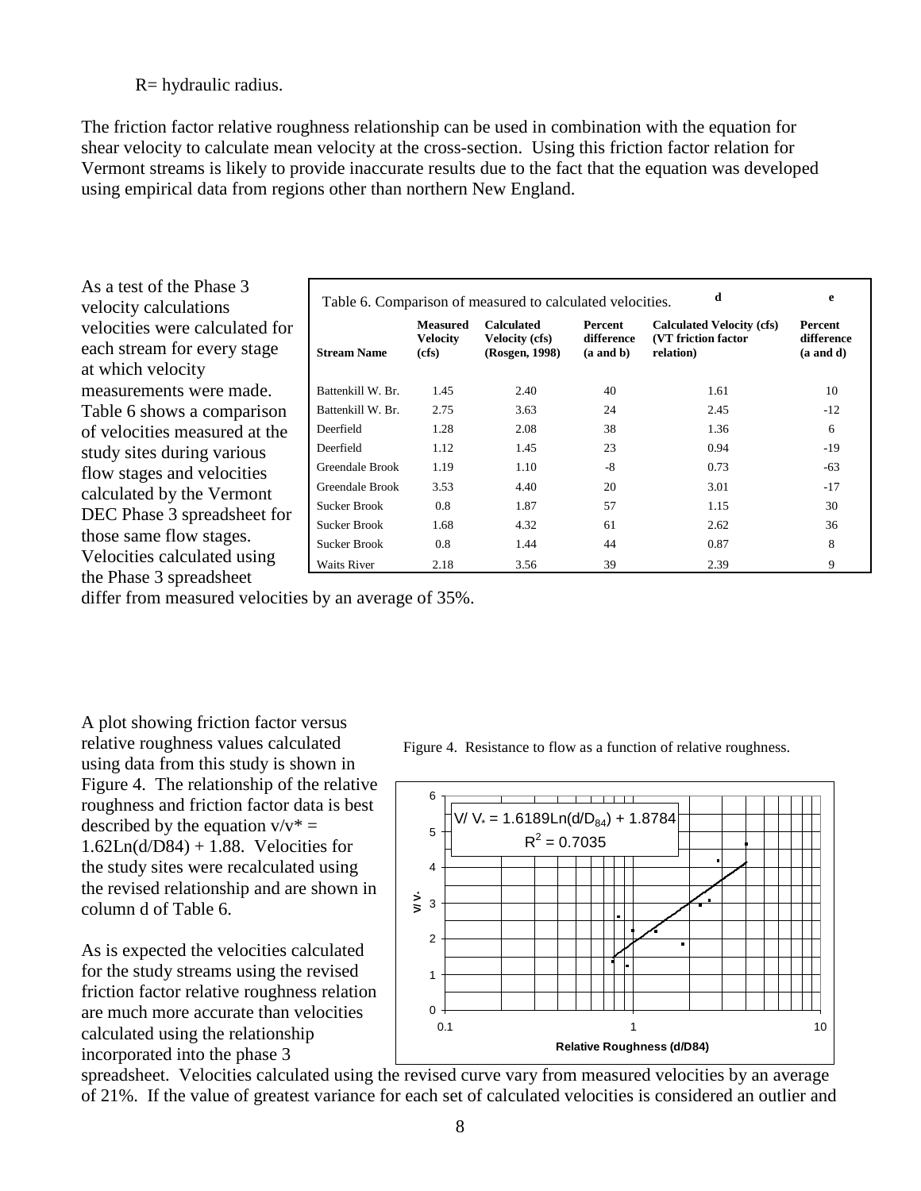R= hydraulic radius.

The friction factor relative roughness relationship can be used in combination with the equation for shear velocity to calculate mean velocity at the cross-section. Using this friction factor relation for Vermont streams is likely to provide inaccurate results due to the fact that the equation was developed using empirical data from regions other than northern New England.

As a test of the Phase 3 velocity calculations velocities were calculated for each stream for every stage at which velocity measurements were made. Table 6 shows a comparison of velocities measured at the study sites during various flow stages and velocities calculated by the Vermont DEC Phase 3 spreadsheet for those same flow stages. Velocities calculated using the Phase 3 spreadsheet differ from measured velocities by an average of 35%.

Table 6. Comparison of measured to calculated velocities.

| | | | | d | e |
|---|---|---|---|---|---|
| **Stream Name** | **Measured Velocity (cfs)** | **Calculated Velocity (cfs) (Rosgen, 1998)** | **Percent difference (a and b)** | **Calculated Velocity (cfs) (VT friction factor relation)** | **Percent difference (a and d)** |
| Battenkill W. Br. | 1.45 | 2.40 | 40 | 1.61 | 10 |
| Battenkill W. Br. | 2.75 | 3.63 | 24 | 2.45 | -12 |
| Deerfield | 1.28 | 2.08 | 38 | 1.36 | 6 |
| Deerfield | 1.12 | 1.45 | 23 | 0.94 | -19 |
| Greendale Brook | 1.19 | 1.10 | -8 | 0.73 | -63 |
| Greendale Brook | 3.53 | 4.40 | 20 | 3.01 | -17 |
| Sucker Brook | 0.8 | 1.87 | 57 | 1.15 | 30 |
| Sucker Brook | 1.68 | 4.32 | 61 | 2.62 | 36 |
| Sucker Brook | 0.8 | 1.44 | 44 | 0.87 | 8 |
| Waits River | 2.18 | 3.56 | 39 | 2.39 | 9 |

A plot showing friction factor versus relative roughness values calculated using data from this study is shown in Figure 4. The relationship of the relative roughness and friction factor data is best described by the equation $v/v^* = 1.62\mathrm{Ln}(d/D84) + 1.88$. Velocities for the study sites were recalculated using the revised relationship and are shown in column d of Table 6.

Figure 4. Resistance to flow as a function of relative roughness.

$V/V_* = 1.6189\mathrm{Ln}(d/D_{84}) + 1.8784$, $R^2 = 0.7035$

As is expected the velocities calculated for the study streams using the revised friction factor relative roughness relation are much more accurate than velocities calculated using the relationship incorporated into the phase 3 spreadsheet. Velocities calculated using the revised curve vary from measured velocities by an average of 21%. If the value of greatest variance for each set of calculated velocities is considered an outlier and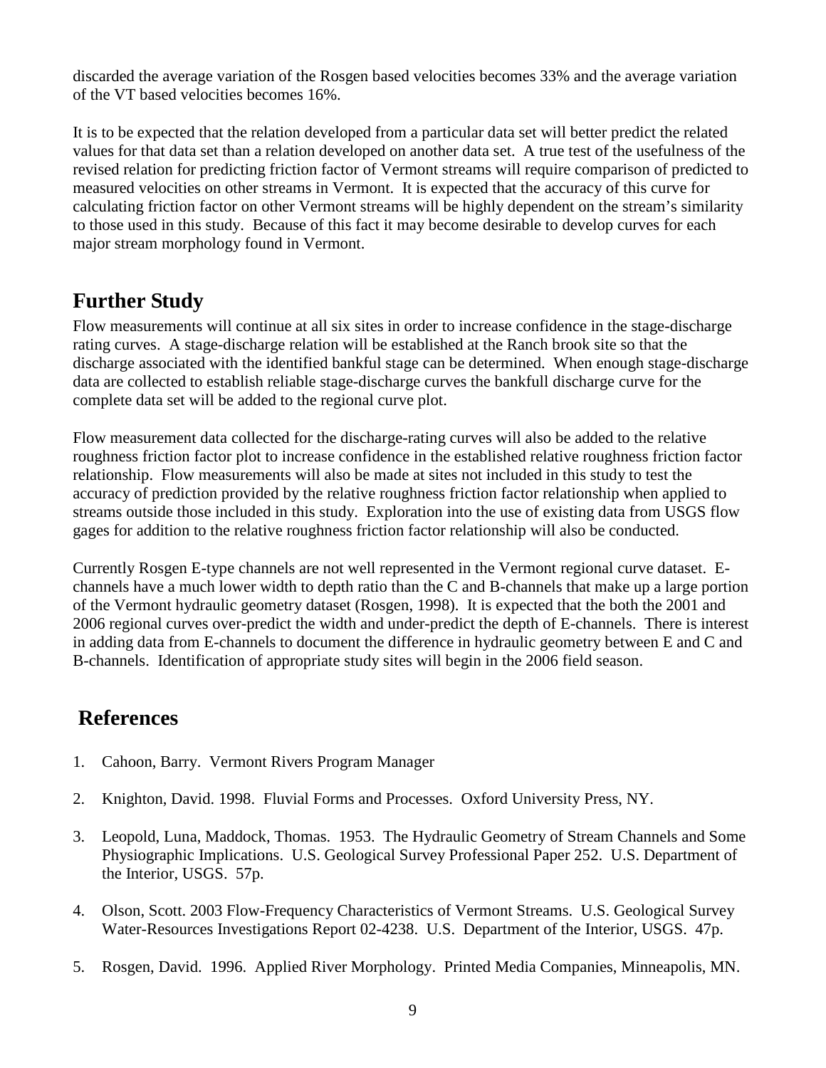discarded the average variation of the Rosgen based velocities becomes 33% and the average variation of the VT based velocities becomes 16%.

It is to be expected that the relation developed from a particular data set will better predict the related values for that data set than a relation developed on another data set. A true test of the usefulness of the revised relation for predicting friction factor of Vermont streams will require comparison of predicted to measured velocities on other streams in Vermont. It is expected that the accuracy of this curve for calculating friction factor on other Vermont streams will be highly dependent on the stream's similarity to those used in this study. Because of this fact it may become desirable to develop curves for each major stream morphology found in Vermont.

## Further Study

Flow measurements will continue at all six sites in order to increase confidence in the stage-discharge rating curves. A stage-discharge relation will be established at the Ranch brook site so that the discharge associated with the identified bankful stage can be determined. When enough stage-discharge data are collected to establish reliable stage-discharge curves the bankfull discharge curve for the complete data set will be added to the regional curve plot.

Flow measurement data collected for the discharge-rating curves will also be added to the relative roughness friction factor plot to increase confidence in the established relative roughness friction factor relationship. Flow measurements will also be made at sites not included in this study to test the accuracy of prediction provided by the relative roughness friction factor relationship when applied to streams outside those included in this study. Exploration into the use of existing data from USGS flow gages for addition to the relative roughness friction factor relationship will also be conducted.

Currently Rosgen E-type channels are not well represented in the Vermont regional curve dataset. E-channels have a much lower width to depth ratio than the C and B-channels that make up a large portion of the Vermont hydraulic geometry dataset (Rosgen, 1998). It is expected that the both the 2001 and 2006 regional curves over-predict the width and under-predict the depth of E-channels. There is interest in adding data from E-channels to document the difference in hydraulic geometry between E and C and B-channels. Identification of appropriate study sites will begin in the 2006 field season.

## References

1. Cahoon, Barry. Vermont Rivers Program Manager

2. Knighton, David. 1998. Fluvial Forms and Processes. Oxford University Press, NY.

3. Leopold, Luna, Maddock, Thomas. 1953. The Hydraulic Geometry of Stream Channels and Some Physiographic Implications. U.S. Geological Survey Professional Paper 252. U.S. Department of the Interior, USGS. 57p.

4. Olson, Scott. 2003 Flow-Frequency Characteristics of Vermont Streams. U.S. Geological Survey Water-Resources Investigations Report 02-4238. U.S. Department of the Interior, USGS. 47p.

5. Rosgen, David. 1996. Applied River Morphology. Printed Media Companies, Minneapolis, MN.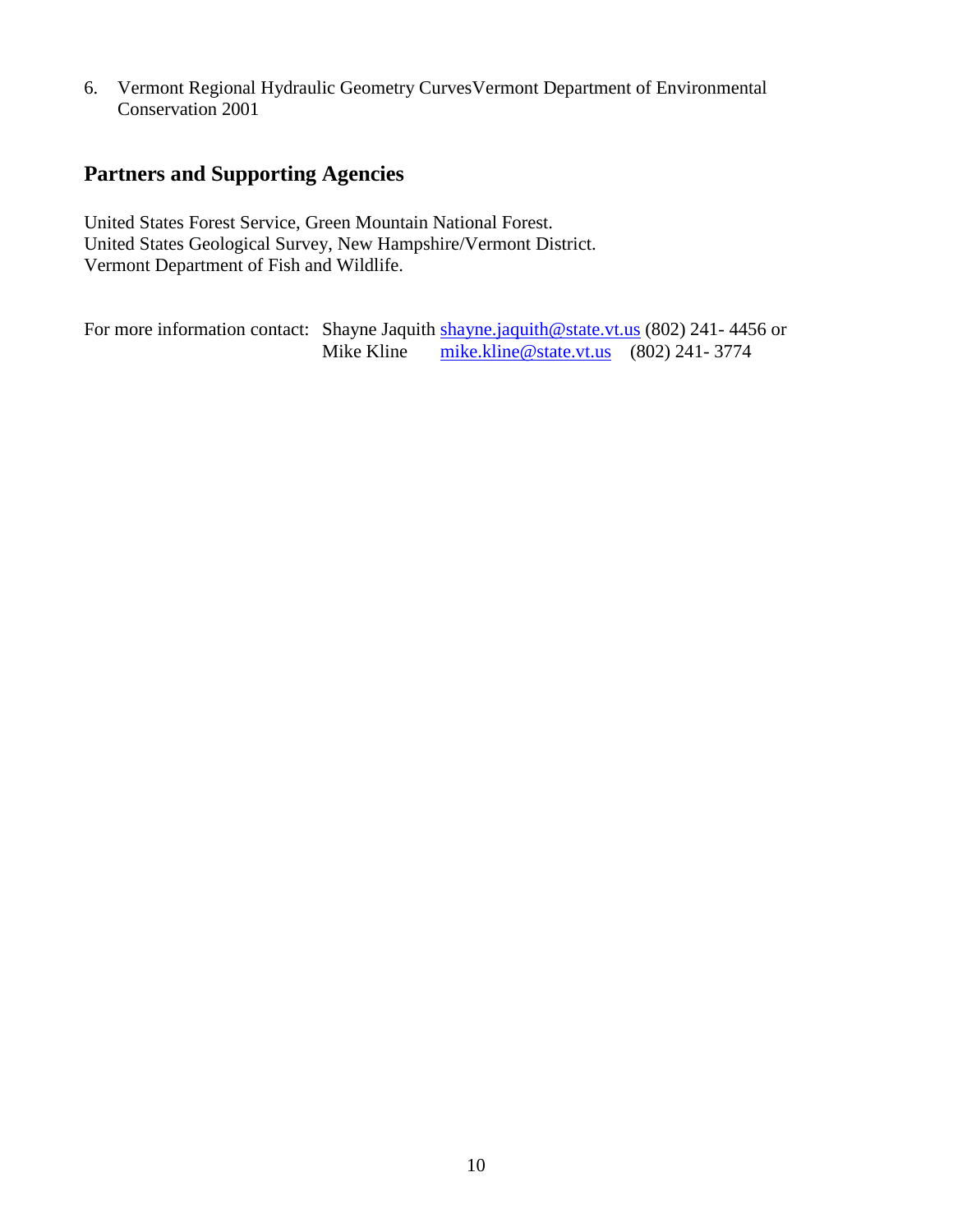6. Vermont Regional Hydraulic Geometry CurvesVermont Department of Environmental Conservation 2001

## Partners and Supporting Agencies

United States Forest Service, Green Mountain National Forest.
United States Geological Survey, New Hampshire/Vermont District.
Vermont Department of Fish and Wildlife.

For more information contact: Shayne Jaquith shayne.jaquith@state.vt.us (802) 241- 4456 or
Mike Kline mike.kline@state.vt.us (802) 241- 3774